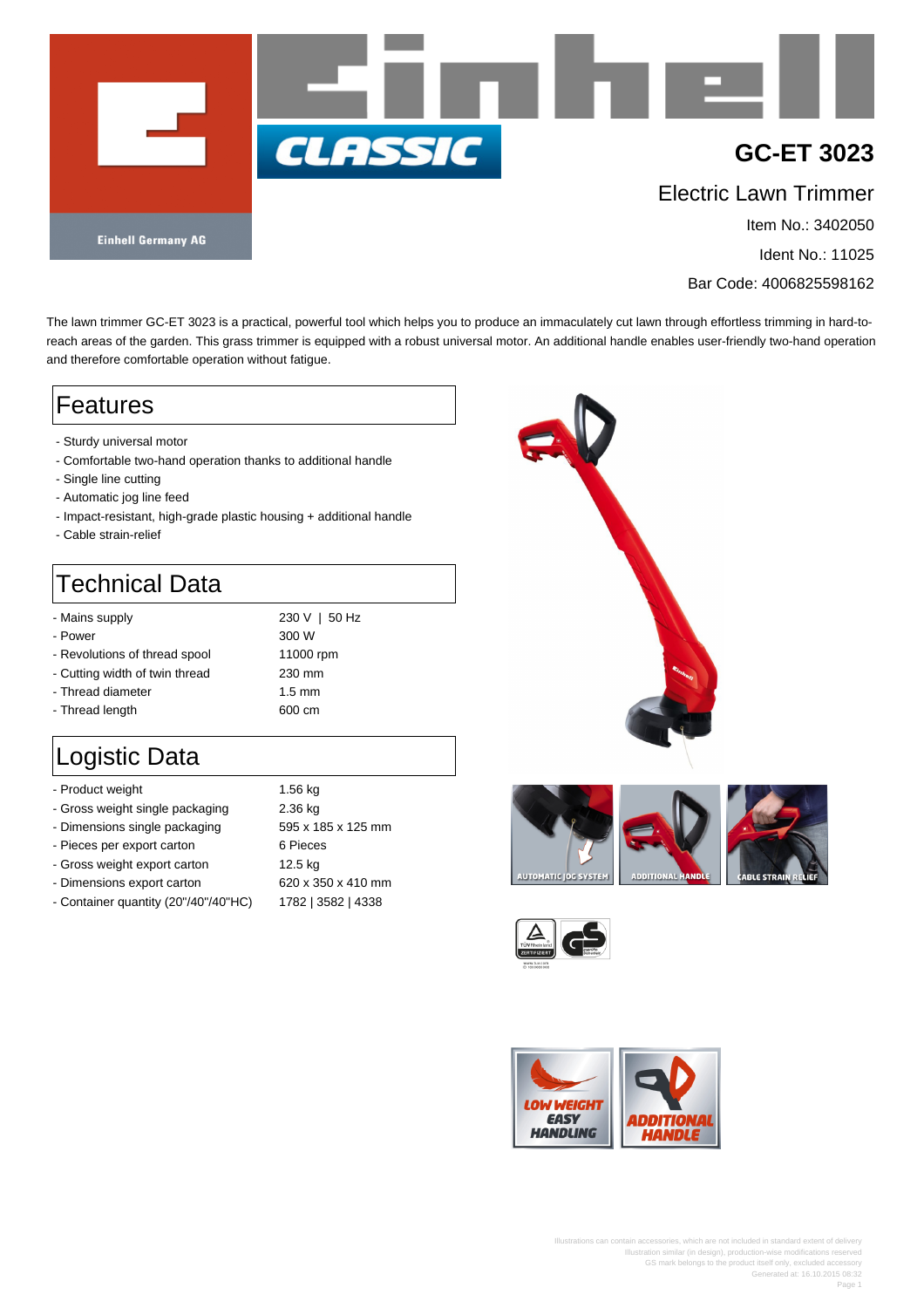# GC-ET 3023

## Electric Lawn Trimmer

Item No.: 3402050

Ident No.: 11025

Bar Code: 4006825598162

The lawn trimmer GC-ET 3023 is a practical, powerful tool which helps you to produce an immaculately cut lawn through effortless trimming in hard-to-reach areas of the garden. This grass trimmer is equipped with a robust universal motor. An additional handle enables user-friendly two-hand operation and therefore comfortable operation without fatigue.

## Features

- Sturdy universal motor
- Comfortable two-hand operation thanks to additional handle
- Single line cutting
- Automatic jog line feed
- Impact-resistant, high-grade plastic housing + additional handle
- Cable strain-relief

## Technical Data

| | |
|---|---|
| - Mains supply | 230 V \| 50 Hz |
| - Power | 300 W |
| - Revolutions of thread spool | 11000 rpm |
| - Cutting width of twin thread | 230 mm |
| - Thread diameter | 1.5 mm |
| - Thread length | 600 cm |

## Logistic Data

| | |
|---|---|
| - Product weight | 1.56 kg |
| - Gross weight single packaging | 2.36 kg |
| - Dimensions single packaging | 595 x 185 x 125 mm |
| - Pieces per export carton | 6 Pieces |
| - Gross weight export carton | 12.5 kg |
| - Dimensions export carton | 620 x 350 x 410 mm |
| - Container quantity (20"/40"/40"HC) | 1782 \| 3582 \| 4338 |

Illustrations can contain accessories, which are not included in standard extent of delivery
Illustration similar (in design), production-wise modifications reserved
GS mark belongs to the product itself only, excluded accessory
Generated at: 16.10.2015 08:32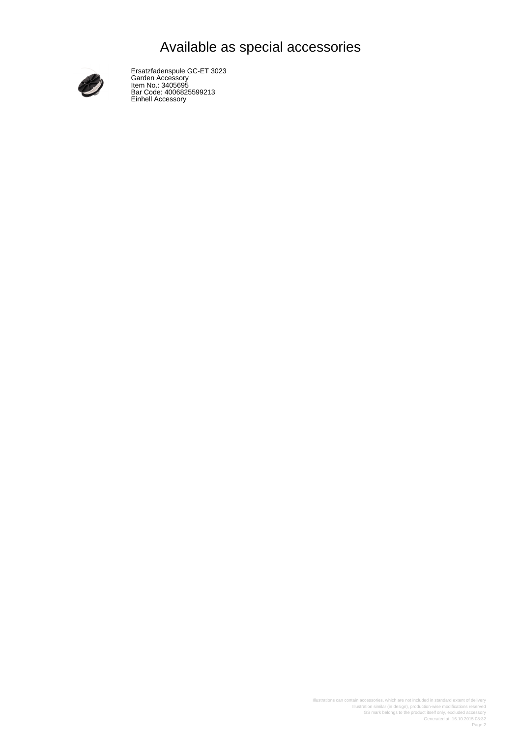# Available as special accessories

Ersatzfadenspule GC-ET 3023
Garden Accessory
Item No.: 3405695
Bar Code: 4006825599213
Einhell Accessory

Illustrations can contain accessories, which are not included in standard extent of delivery
Illustration similar (in design), production-wise modifications reserved
GS mark belongs to the product itself only, excluded accessory
Generated at: 16.10.2015 08:32